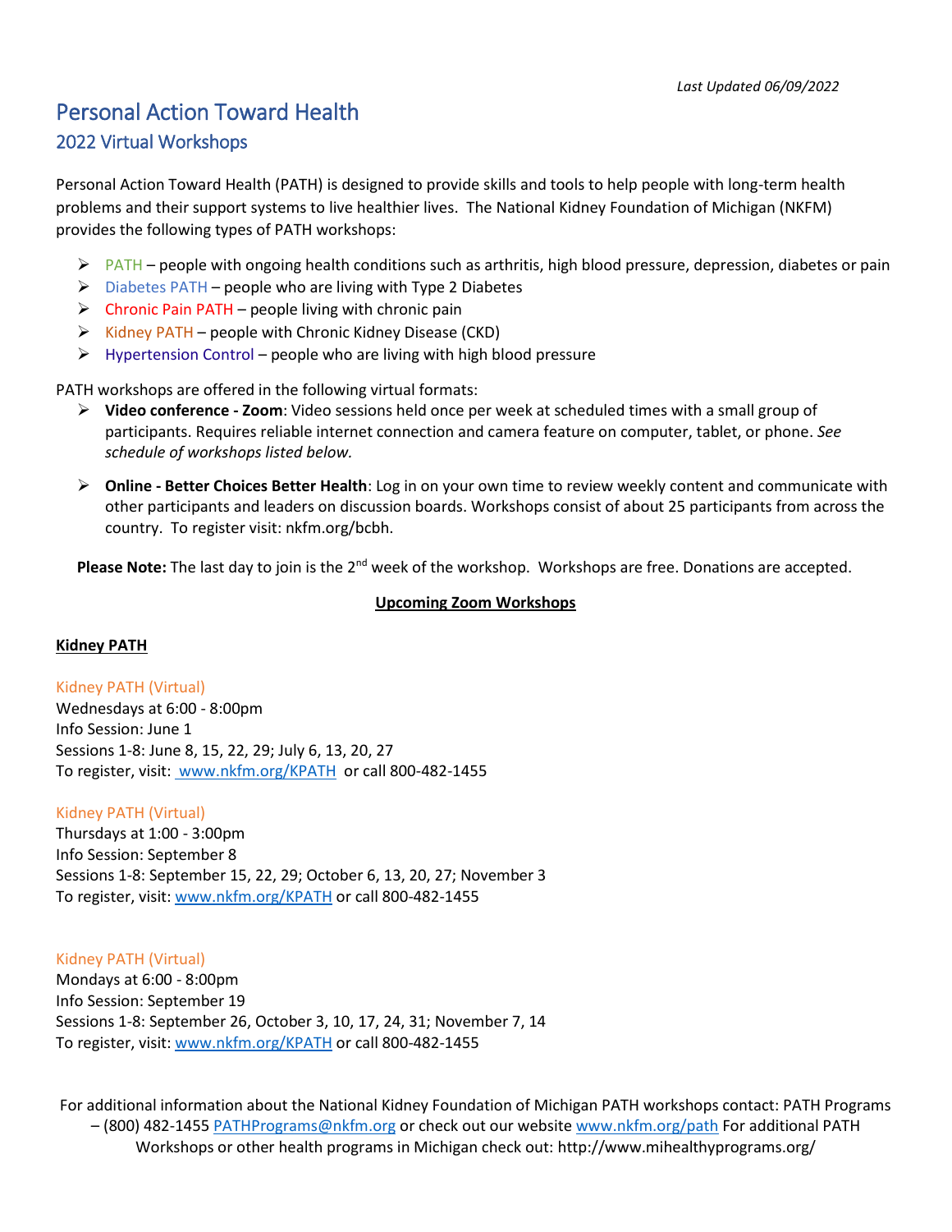*Last Updated 06/09/2022*

# Personal Action Toward Health

## 2022 Virtual Workshops

Personal Action Toward Health (PATH) is designed to provide skills and tools to help people with long-term health problems and their support systems to live healthier lives. The National Kidney Foundation of Michigan (NKFM) provides the following types of PATH workshops:

- PATH – people with ongoing health conditions such as arthritis, high blood pressure, depression, diabetes or pain
- Diabetes PATH – people who are living with Type 2 Diabetes
- Chronic Pain PATH – people living with chronic pain
- Kidney PATH – people with Chronic Kidney Disease (CKD)
- Hypertension Control – people who are living with high blood pressure

PATH workshops are offered in the following virtual formats:

- **Video conference - Zoom**: Video sessions held once per week at scheduled times with a small group of participants. Requires reliable internet connection and camera feature on computer, tablet, or phone. *See schedule of workshops listed below.*
- **Online - Better Choices Better Health**: Log in on your own time to review weekly content and communicate with other participants and leaders on discussion boards. Workshops consist of about 25 participants from across the country. To register visit: nkfm.org/bcbh.

**Please Note:** The last day to join is the 2nd week of the workshop. Workshops are free. Donations are accepted.

**Upcoming Zoom Workshops**

**Kidney PATH**

Kidney PATH (Virtual)
Wednesdays at 6:00 - 8:00pm
Info Session: June 1
Sessions 1-8: June 8, 15, 22, 29; July 6, 13, 20, 27
To register, visit: www.nkfm.org/KPATH or call 800-482-1455

Kidney PATH (Virtual)
Thursdays at 1:00 - 3:00pm
Info Session: September 8
Sessions 1-8: September 15, 22, 29; October 6, 13, 20, 27; November 3
To register, visit: www.nkfm.org/KPATH or call 800-482-1455

Kidney PATH (Virtual)
Mondays at 6:00 - 8:00pm
Info Session: September 19
Sessions 1-8: September 26, October 3, 10, 17, 24, 31; November 7, 14
To register, visit: www.nkfm.org/KPATH or call 800-482-1455

For additional information about the National Kidney Foundation of Michigan PATH workshops contact: PATH Programs – (800) 482-1455 PATHPrograms@nkfm.org or check out our website www.nkfm.org/path For additional PATH Workshops or other health programs in Michigan check out: http://www.mihealthyprograms.org/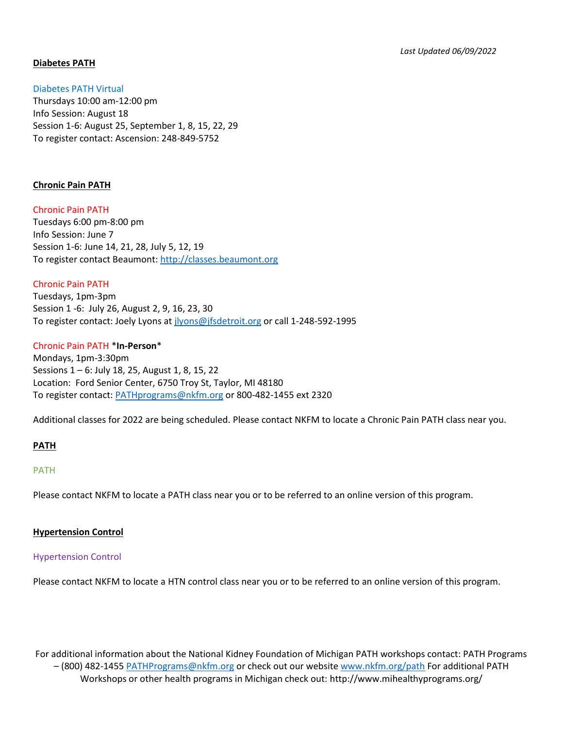*Last Updated 06/09/2022*

## Diabetes PATH

### Diabetes PATH Virtual

Thursdays 10:00 am-12:00 pm
Info Session: August 18
Session 1-6: August 25, September 1, 8, 15, 22, 29
To register contact: Ascension: 248-849-5752

## Chronic Pain PATH

### Chronic Pain PATH

Tuesdays 6:00 pm-8:00 pm
Info Session: June 7
Session 1-6: June 14, 21, 28, July 5, 12, 19
To register contact Beaumont: [http://classes.beaumont.org](http://classes.beaumont.org)

### Chronic Pain PATH

Tuesdays, 1pm-3pm
Session 1 -6: July 26, August 2, 9, 16, 23, 30
To register contact: Joely Lyons at [jlyons@jfsdetroit.org](mailto:jlyons@jfsdetroit.org) or call 1-248-592-1995

### Chronic Pain PATH *In-Person*

Mondays, 1pm-3:30pm
Sessions 1 – 6: July 18, 25, August 1, 8, 15, 22
Location: Ford Senior Center, 6750 Troy St, Taylor, MI 48180
To register contact: [PATHprograms@nkfm.org](mailto:PATHprograms@nkfm.org) or 800-482-1455 ext 2320

Additional classes for 2022 are being scheduled. Please contact NKFM to locate a Chronic Pain PATH class near you.

## PATH

### PATH

Please contact NKFM to locate a PATH class near you or to be referred to an online version of this program.

## Hypertension Control

### Hypertension Control

Please contact NKFM to locate a HTN control class near you or to be referred to an online version of this program.

For additional information about the National Kidney Foundation of Michigan PATH workshops contact: PATH Programs – (800) 482-1455 [PATHPrograms@nkfm.org](mailto:PATHPrograms@nkfm.org) or check out our website [www.nkfm.org/path](http://www.nkfm.org/path) For additional PATH Workshops or other health programs in Michigan check out: http://www.mihealthyprograms.org/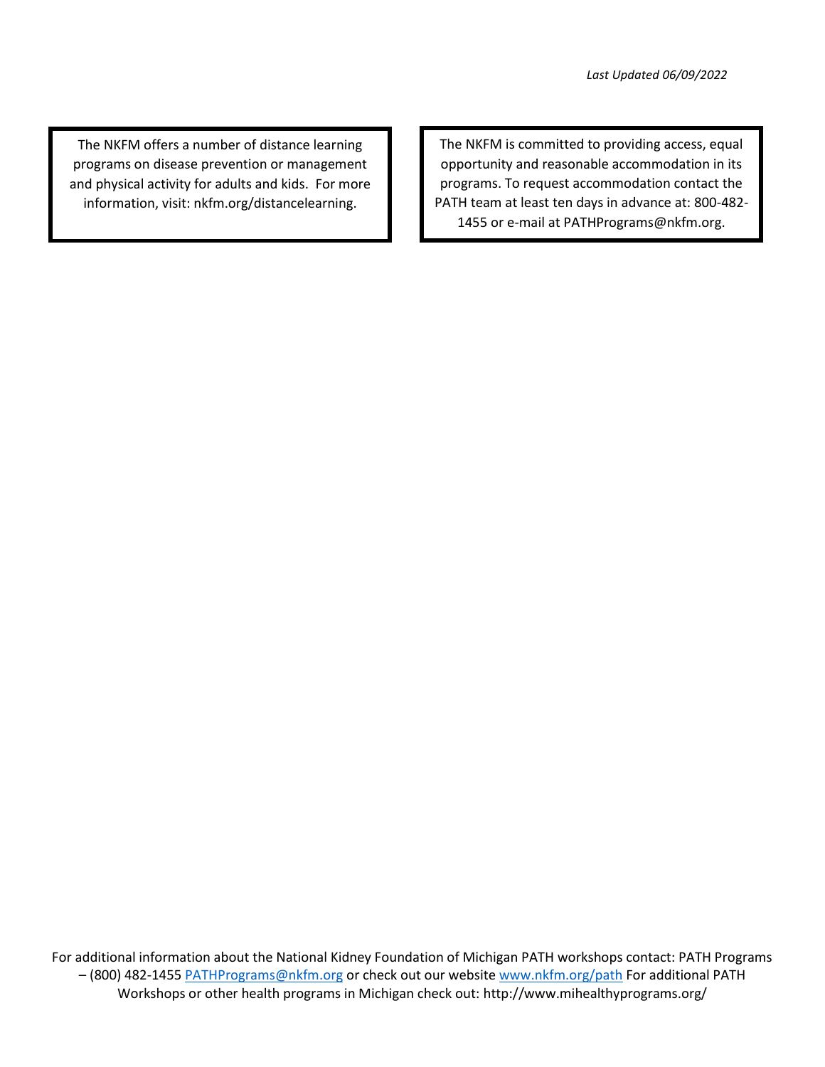*Last Updated 06/09/2022*

The NKFM offers a number of distance learning programs on disease prevention or management and physical activity for adults and kids. For more information, visit: nkfm.org/distancelearning.

The NKFM is committed to providing access, equal opportunity and reasonable accommodation in its programs. To request accommodation contact the PATH team at least ten days in advance at: 800-482-1455 or e-mail at PATHPrograms@nkfm.org.

For additional information about the National Kidney Foundation of Michigan PATH workshops contact: PATH Programs – (800) 482-1455 [PATHPrograms@nkfm.org](mailto:PATHPrograms@nkfm.org) or check out our website [www.nkfm.org/path](http://www.nkfm.org/path) For additional PATH Workshops or other health programs in Michigan check out: http://www.mihealthyprograms.org/